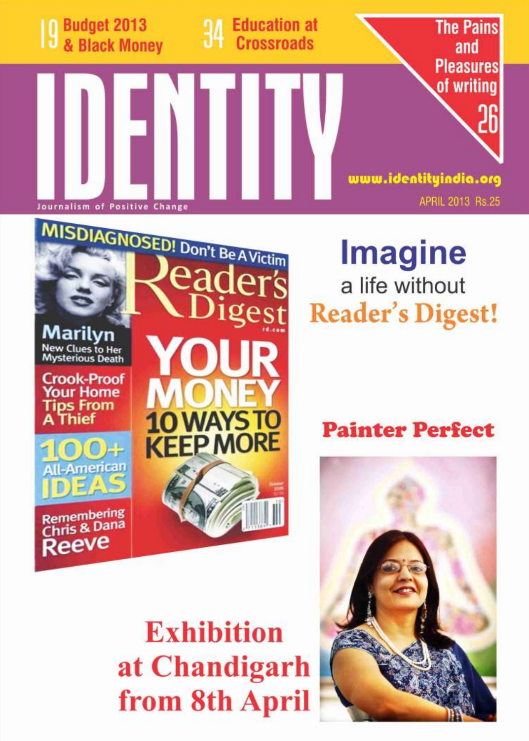19 **Budget 2013 & Black Money**

34 **Education at Crossroads**

**The Pains and Pleasures of writing** 26

# IDENTITY

Journalism of Positive Change

www.identityindia.org

APRIL 2013 Rs.25

MISDIAGNOSED! Don't Be A Victim

Reader's Digest

Marilyn
New Clues to Her Mysterious Death

Crook-Proof Your Home Tips From A Thief

100+ All-American IDEAS

Remembering Chris & Dana Reeve

YOUR MONEY 10 WAYS TO KEEP MORE

## Imagine
a life without
**Reader's Digest!**

## Painter Perfect

## Exhibition at Chandigarh from 8th April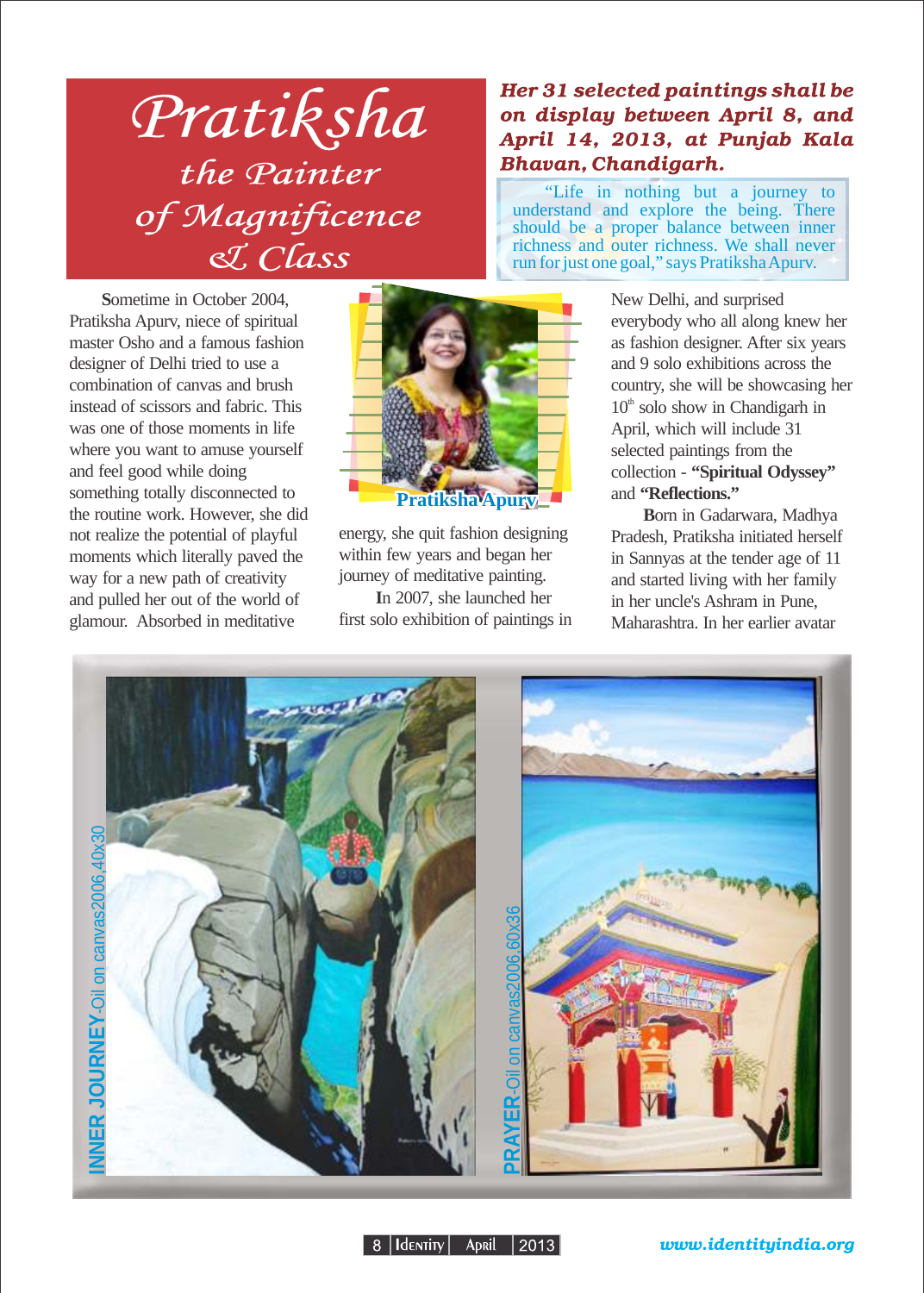# Pratiksha

## the Painter of Magnificence & Class

***Her 31 selected paintings shall be on display between April 8, and April 14, 2013, at Punjab Kala Bhavan, Chandigarh.***

"Life in nothing but a journey to understand and explore the being. There should be a proper balance between inner richness and outer richness. We shall never run for just one goal," says Pratiksha Apurv.

Sometime in October 2004, Pratiksha Apurv, niece of spiritual master Osho and a famous fashion designer of Delhi tried to use a combination of canvas and brush instead of scissors and fabric. This was one of those moments in life where you want to amuse yourself and feel good while doing something totally disconnected to the routine work. However, she did not realize the potential of playful moments which literally paved the way for a new path of creativity and pulled her out of the world of glamour. Absorbed in meditative energy, she quit fashion designing within few years and began her journey of meditative painting.

Pratiksha Apurv

In 2007, she launched her first solo exhibition of paintings in New Delhi, and surprised everybody who all along knew her as fashion designer. After six years and 9 solo exhibitions across the country, she will be showcasing her 10th solo show in Chandigarh in April, which will include 31 selected paintings from the collection - **"Spiritual Odyssey"** and **"Reflections."**

Born in Gadarwara, Madhya Pradesh, Pratiksha initiated herself in Sannyas at the tender age of 11 and started living with her family in her uncle's Ashram in Pune, Maharashtra. In her earlier avatar

**INNER JOURNEY**-Oil on canvas2006,40x30

**PRAYER**-Oil on canvas2006,60x36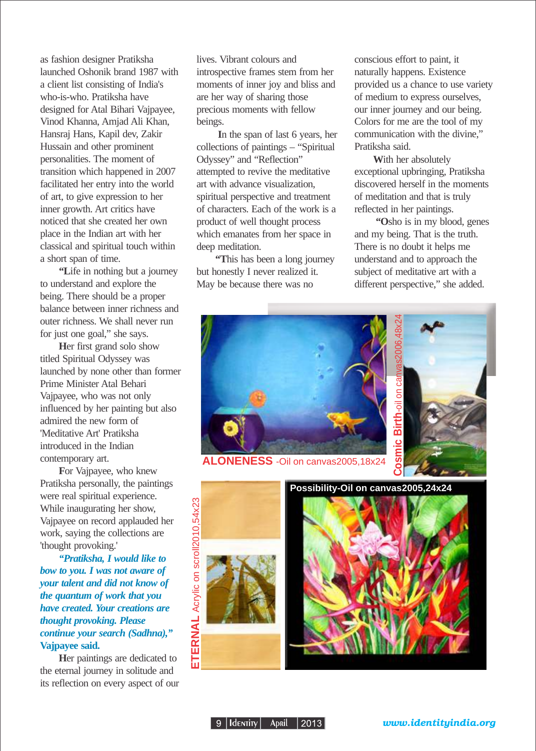as fashion designer Pratiksha launched Oshonik brand 1987 with a client list consisting of India's who-is-who. Pratiksha have designed for Atal Bihari Vajpayee, Vinod Khanna, Amjad Ali Khan, Hansraj Hans, Kapil dev, Zakir Hussain and other prominent personalities. The moment of transition which happened in 2007 facilitated her entry into the world of art, to give expression to her inner growth. Art critics have noticed that she created her own place in the Indian art with her classical and spiritual touch within a short span of time.

"Life in nothing but a journey to understand and explore the being. There should be a proper balance between inner richness and outer richness. We shall never run for just one goal," she says.

Her first grand solo show titled Spiritual Odyssey was launched by none other than former Prime Minister Atal Behari Vajpayee, who was not only influenced by her painting but also admired the new form of 'Meditative Art' Pratiksha introduced in the Indian contemporary art.

For Vajpayee, who knew Pratiksha personally, the paintings were real spiritual experience. While inaugurating her show, Vajpayee on record applauded her work, saying the collections are 'thought provoking.'

***"Pratiksha, I would like to bow to you. I was not aware of your talent and did not know of the quantum of work that you have created. Your creations are thought provoking. Please continue your search (Sadhna)," Vajpayee said.***

Her paintings are dedicated to the eternal journey in solitude and its reflection on every aspect of our lives. Vibrant colours and introspective frames stem from her moments of inner joy and bliss and are her way of sharing those precious moments with fellow beings.

In the span of last 6 years, her collections of paintings – "Spiritual Odyssey" and "Reflection" attempted to revive the meditative art with advance visualization, spiritual perspective and treatment of characters. Each of the work is a product of well thought process which emanates from her space in deep meditation.

"This has been a long journey but honestly I never realized it. May be because there was no conscious effort to paint, it naturally happens. Existence provided us a chance to use variety of medium to express ourselves, our inner journey and our being. Colors for me are the tool of my communication with the divine," Pratiksha said.

With her absolutely exceptional upbringing, Pratiksha discovered herself in the moments of meditation and that is truly reflected in her paintings.

"Osho is in my blood, genes and my being. That is the truth. There is no doubt it helps me understand and to approach the subject of meditative art with a different perspective," she added.

**ALONENESS** -Oil on canvas2005,18x24

**Cosmic Birth**-oil on canvas2006,48x24

**ETERNAL** Acrylic on scroll2010,54x23

**Possibility-Oil on canvas2005,24x24**

www.identityindia.org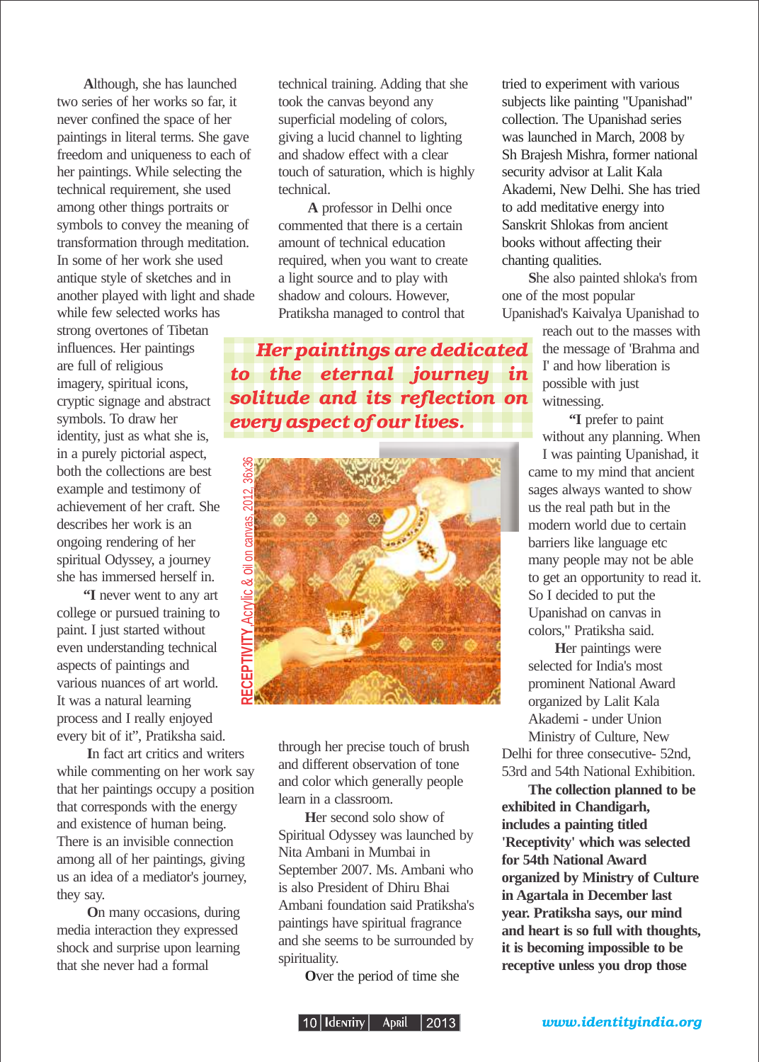Although, she has launched two series of her works so far, it never confined the space of her paintings in literal terms. She gave freedom and uniqueness to each of her paintings. While selecting the technical requirement, she used among other things portraits or symbols to convey the meaning of transformation through meditation. In some of her work she used antique style of sketches and in another played with light and shade while few selected works has strong overtones of Tibetan influences. Her paintings are full of religious imagery, spiritual icons, cryptic signage and abstract symbols. To draw her identity, just as what she is, in a purely pictorial aspect, both the collections are best example and testimony of achievement of her craft. She describes her work is an ongoing rendering of her spiritual Odyssey, a journey she has immersed herself in.

"I never went to any art college or pursued training to paint. I just started without even understanding technical aspects of paintings and various nuances of art world. It was a natural learning process and I really enjoyed every bit of it", Pratiksha said.

In fact art critics and writers while commenting on her work say that her paintings occupy a position that corresponds with the energy and existence of human being. There is an invisible connection among all of her paintings, giving us an idea of a mediator's journey, they say.

On many occasions, during media interaction they expressed shock and surprise upon learning that she never had a formal technical training. Adding that she took the canvas beyond any superficial modeling of colors, giving a lucid channel to lighting and shadow effect with a clear touch of saturation, which is highly technical.

A professor in Delhi once commented that there is a certain amount of technical education required, when you want to create a light source and to play with shadow and colours. However, Pratiksha managed to control that through her precise touch of brush and different observation of tone and color which generally people learn in a classroom.

*Her paintings are dedicated to the eternal journey in solitude and its reflection on every aspect of our lives.*

RECEPTIVITY Acrylic & oil on canvas, 2012, 36x36

Her second solo show of Spiritual Odyssey was launched by Nita Ambani in Mumbai in September 2007. Ms. Ambani who is also President of Dhiru Bhai Ambani foundation said Pratiksha's paintings have spiritual fragrance and she seems to be surrounded by spirituality.

Over the period of time she tried to experiment with various subjects like painting "Upanishad" collection. The Upanishad series was launched in March, 2008 by Sh Brajesh Mishra, former national security advisor at Lalit Kala Akademi, New Delhi. She has tried to add meditative energy into Sanskrit Shlokas from ancient books without affecting their chanting qualities.

She also painted shloka's from one of the most popular Upanishad's Kaivalya Upanishad to reach out to the masses with the message of 'Brahma and I' and how liberation is possible with just witnessing.

"I prefer to paint without any planning. When I was painting Upanishad, it came to my mind that ancient sages always wanted to show us the real path but in the modern world due to certain barriers like language etc many people may not be able to get an opportunity to read it. So I decided to put the Upanishad on canvas in colors," Pratiksha said.

Her paintings were selected for India's most prominent National Award organized by Lalit Kala Akademi - under Union Ministry of Culture, New Delhi for three consecutive- 52nd, 53rd and 54th National Exhibition.

**The collection planned to be exhibited in Chandigarh, includes a painting titled 'Receptivity' which was selected for 54th National Award organized by Ministry of Culture in Agartala in December last year. Pratiksha says, our mind and heart is so full with thoughts, it is becoming impossible to be receptive unless you drop those**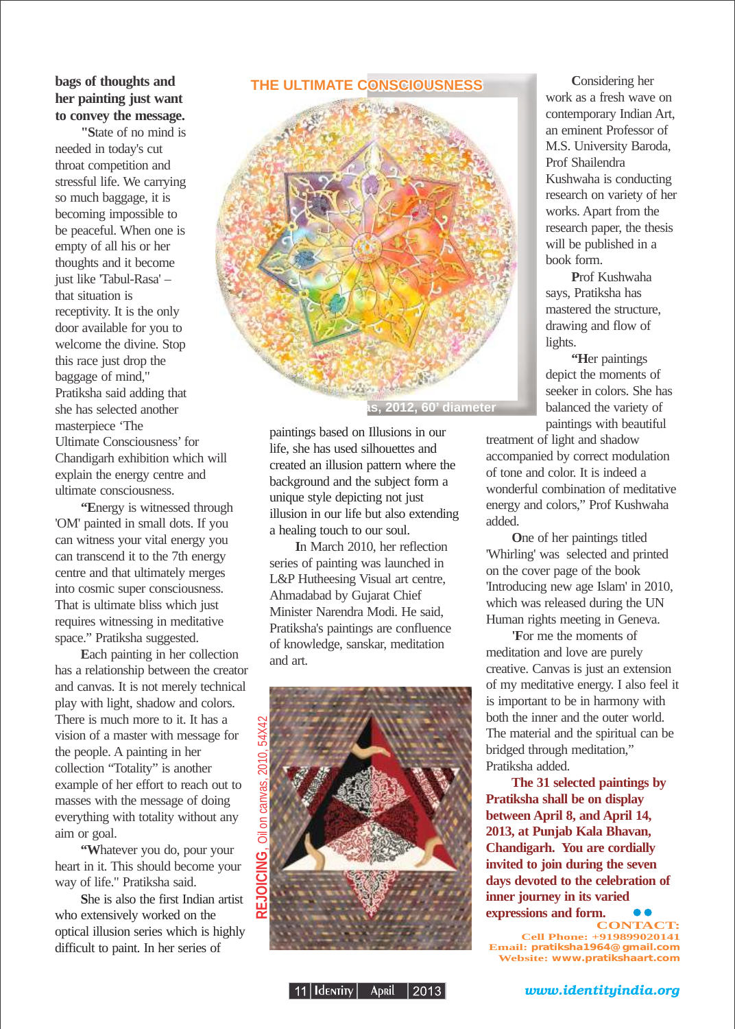**bags of thoughts and her painting just want to convey the message.**

"State of no mind is needed in today's cut throat competition and stressful life. We carrying so much baggage, it is becoming impossible to be peaceful. When one is empty of all his or her thoughts and it become just like 'Tabul-Rasa' – that situation is receptivity. It is the only door available for you to welcome the divine. Stop this race just drop the baggage of mind," Pratiksha said adding that she has selected another masterpiece 'The Ultimate Consciousness' for Chandigarh exhibition which will explain the energy centre and ultimate consciousness.

"Energy is witnessed through 'OM' painted in small dots. If you can witness your vital energy you can transcend it to the 7th energy centre and that ultimately merges into cosmic super consciousness. That is ultimate bliss which just requires witnessing in meditative space." Pratiksha suggested.

Each painting in her collection has a relationship between the creator and canvas. It is not merely technical play with light, shadow and colors. There is much more to it. It has a vision of a master with message for the people. A painting in her collection "Totality" is another example of her effort to reach out to masses with the message of doing everything with totality without any aim or goal.

"Whatever you do, pour your heart in it. This should become your way of life." Pratiksha said.

She is also the first Indian artist who extensively worked on the optical illusion series which is highly difficult to paint. In her series of paintings based on Illusions in our life, she has used silhouettes and created an illusion pattern where the background and the subject form a unique style depicting not just illusion in our life but also extending a healing touch to our soul.

In March 2010, her reflection series of painting was launched in L&P Hutheesing Visual art centre, Ahmadabad by Gujarat Chief Minister Narendra Modi. He said, Pratiksha's paintings are confluence of knowledge, sanskar, meditation and art.

**THE ULTIMATE CONSCIOUSNESS**

s, 2012, 60' diameter

**REJOICING**, Oil on canvas, 2010, 54X42

Considering her work as a fresh wave on contemporary Indian Art, an eminent Professor of M.S. University Baroda, Prof Shailendra Kushwaha is conducting research on variety of her works. Apart from the research paper, the thesis will be published in a book form.

Prof Kushwaha says, Pratiksha has mastered the structure, drawing and flow of lights.

"Her paintings depict the moments of seeker in colors. She has balanced the variety of paintings with beautiful treatment of light and shadow accompanied by correct modulation of tone and color. It is indeed a wonderful combination of meditative energy and colors," Prof Kushwaha added.

One of her paintings titled 'Whirling' was selected and printed on the cover page of the book 'Introducing new age Islam' in 2010, which was released during the UN Human rights meeting in Geneva.

'For me the moments of meditation and love are purely creative. Canvas is just an extension of my meditative energy. I also feel it is important to be in harmony with both the inner and the outer world. The material and the spiritual can be bridged through meditation," Pratiksha added.

**The 31 selected paintings by Pratiksha shall be on display between April 8, and April 14, 2013, at Punjab Kala Bhavan, Chandigarh. You are cordially invited to join during the seven days devoted to the celebration of inner journey in its varied expressions and form.**

**CONTACT:**
**Cell Phone: +919899020141**
**Email: pratiksha1964@gmail.com**
**Website: www.pratikshaart.com**